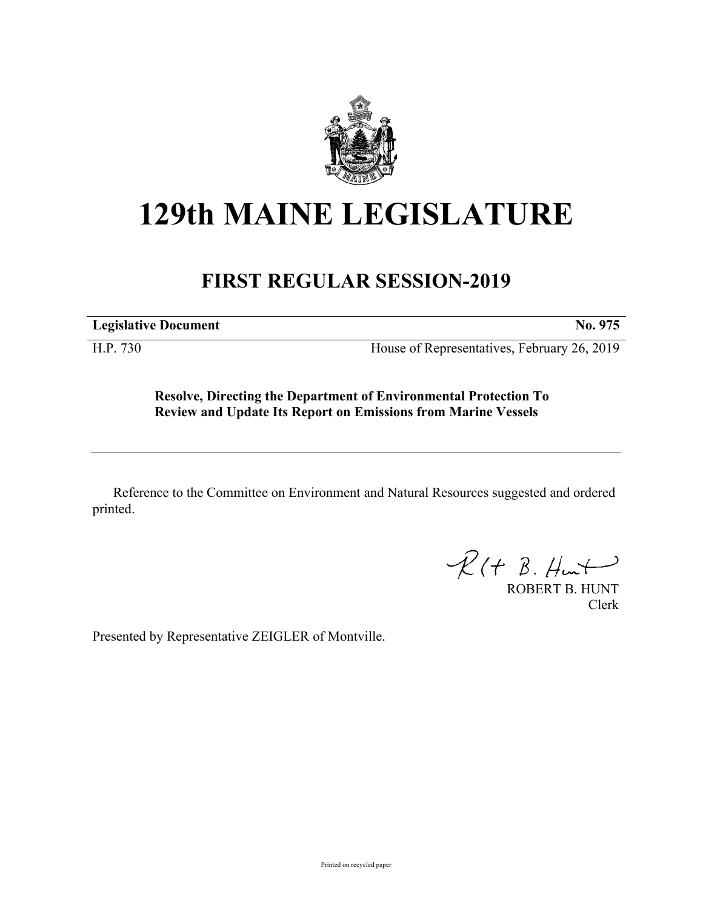# 129th MAINE LEGISLATURE

## FIRST REGULAR SESSION-2019

| **Legislative Document** | **No. 975** |
|---|---|
| H.P. 730 | House of Representatives, February 26, 2019 |

**Resolve, Directing the Department of Environmental Protection To Review and Update Its Report on Emissions from Marine Vessels**

Reference to the Committee on Environment and Natural Resources suggested and ordered printed.

ROBERT B. HUNT
Clerk

Presented by Representative ZEIGLER of Montville.

Printed on recycled paper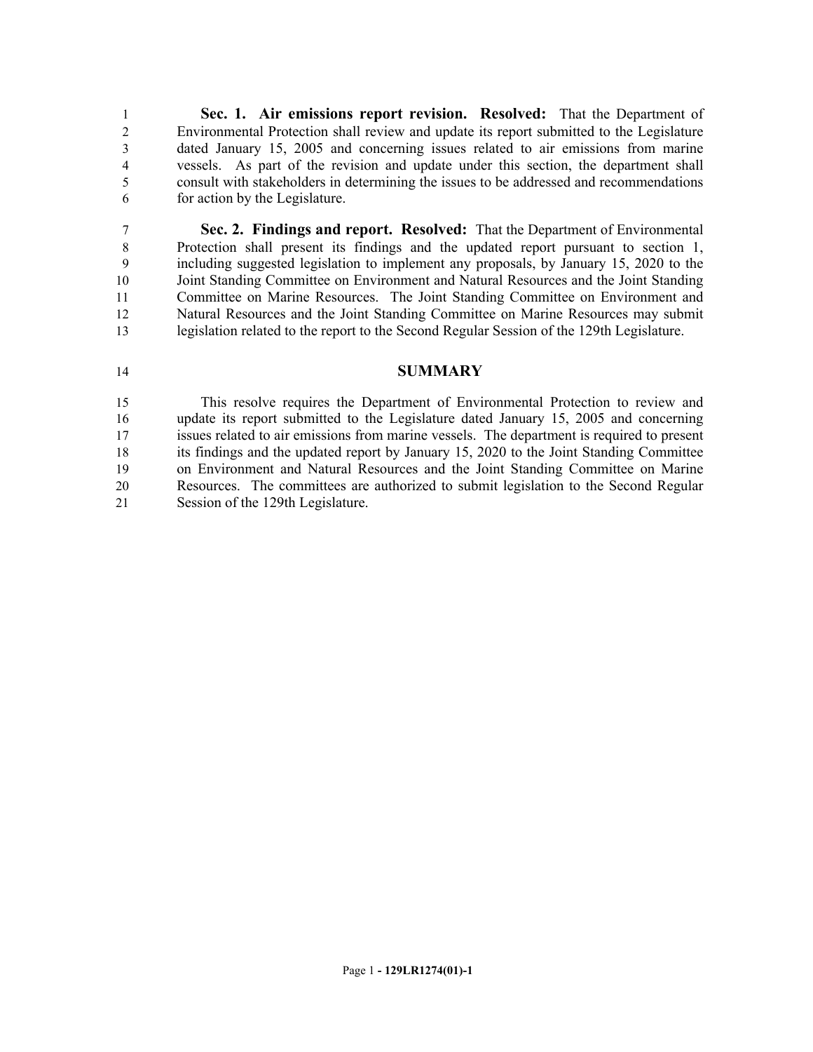**Sec. 1. Air emissions report revision. Resolved:** That the Department of Environmental Protection shall review and update its report submitted to the Legislature dated January 15, 2005 and concerning issues related to air emissions from marine vessels. As part of the revision and update under this section, the department shall consult with stakeholders in determining the issues to be addressed and recommendations for action by the Legislature.

**Sec. 2. Findings and report. Resolved:** That the Department of Environmental Protection shall present its findings and the updated report pursuant to section 1, including suggested legislation to implement any proposals, by January 15, 2020 to the Joint Standing Committee on Environment and Natural Resources and the Joint Standing Committee on Marine Resources. The Joint Standing Committee on Environment and Natural Resources and the Joint Standing Committee on Marine Resources may submit legislation related to the report to the Second Regular Session of the 129th Legislature.

## SUMMARY

This resolve requires the Department of Environmental Protection to review and update its report submitted to the Legislature dated January 15, 2005 and concerning issues related to air emissions from marine vessels. The department is required to present its findings and the updated report by January 15, 2020 to the Joint Standing Committee on Environment and Natural Resources and the Joint Standing Committee on Marine Resources. The committees are authorized to submit legislation to the Second Regular Session of the 129th Legislature.